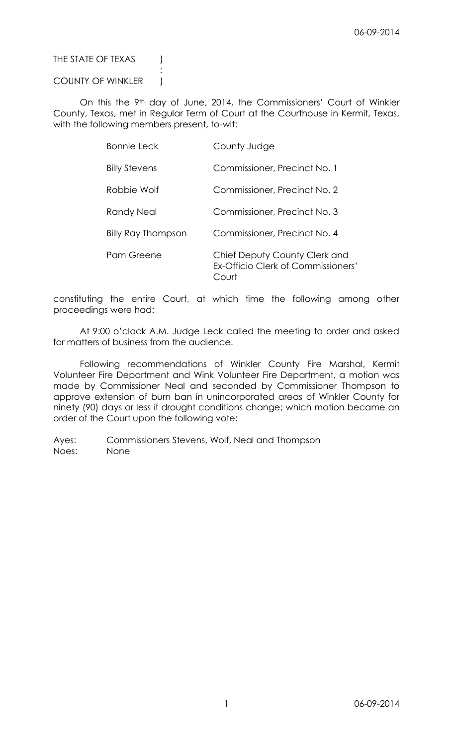THE STATE OF TEXAS )
:
COUNTY OF WINKLER )

On this the 9th day of June, 2014, the Commissioners' Court of Winkler County, Texas, met in Regular Term of Court at the Courthouse in Kermit, Texas, with the following members present, to-wit:

| | |
|---|---|
| Bonnie Leck | County Judge |
| Billy Stevens | Commissioner, Precinct No. 1 |
| Robbie Wolf | Commissioner, Precinct No. 2 |
| Randy Neal | Commissioner, Precinct No. 3 |
| Billy Ray Thompson | Commissioner, Precinct No. 4 |
| Pam Greene | Chief Deputy County Clerk and Ex-Officio Clerk of Commissioners' Court |

constituting the entire Court, at which time the following among other proceedings were had:

At 9:00 o'clock A.M. Judge Leck called the meeting to order and asked for matters of business from the audience.

Following recommendations of Winkler County Fire Marshal, Kermit Volunteer Fire Department and Wink Volunteer Fire Department, a motion was made by Commissioner Neal and seconded by Commissioner Thompson to approve extension of burn ban in unincorporated areas of Winkler County for ninety (90) days or less if drought conditions change; which motion became an order of the Court upon the following vote:

Ayes: Commissioners Stevens, Wolf, Neal and Thompson
Noes: None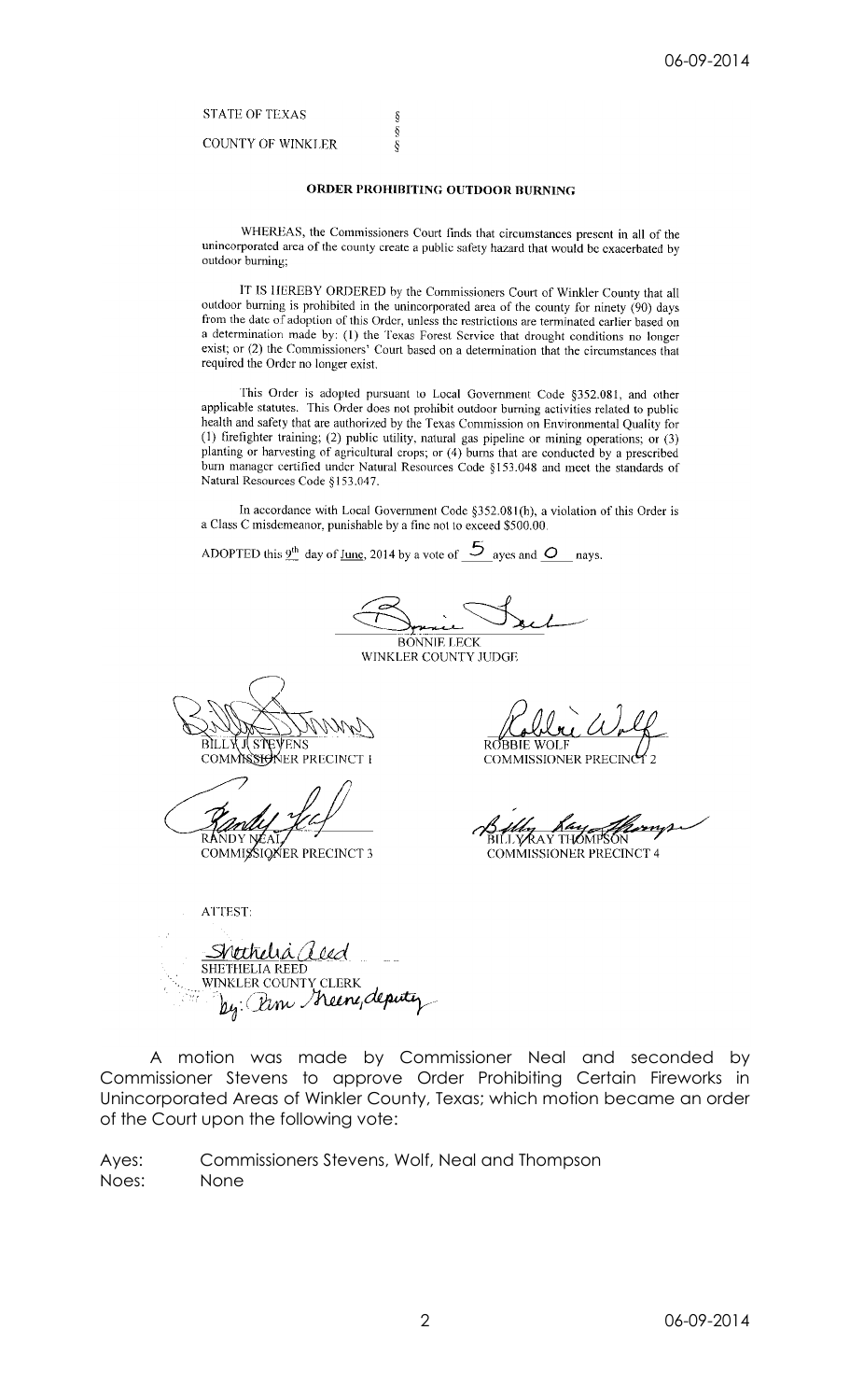STATE OF TEXAS §
§
COUNTY OF WINKLER §

**ORDER PROHIBITING OUTDOOR BURNING**

WHEREAS, the Commissioners Court finds that circumstances present in all of the unincorporated area of the county create a public safety hazard that would be exacerbated by outdoor burning;

IT IS HEREBY ORDERED by the Commissioners Court of Winkler County that all outdoor burning is prohibited in the unincorporated area of the county for ninety (90) days from the date of adoption of this Order, unless the restrictions are terminated earlier based on a determination made by: (1) the Texas Forest Service that drought conditions no longer exist; or (2) the Commissioners' Court based on a determination that the circumstances that required the Order no longer exist.

This Order is adopted pursuant to Local Government Code §352.081, and other applicable statutes. This Order does not prohibit outdoor burning activities related to public health and safety that are authorized by the Texas Commission on Environmental Quality for (1) firefighter training; (2) public utility, natural gas pipeline or mining operations; or (3) planting or harvesting of agricultural crops; or (4) burns that are conducted by a prescribed burn manager certified under Natural Resources Code §153.048 and meet the standards of Natural Resources Code §153.047.

In accordance with Local Government Code §352.081(h), a violation of this Order is a Class C misdemeanor, punishable by a fine not to exceed $500.00.

ADOPTED this 9th day of June, 2014 by a vote of 5 ayes and 0 nays.

BONNIE LECK
WINKLER COUNTY JUDGE

BILLY J. STEVENS
COMMISSIONER PRECINCT 1

ROBBIE WOLF
COMMISSIONER PRECINCT 2

RANDY NEAL
COMMISSIONER PRECINCT 3

BILLY RAY THOMPSON
COMMISSIONER PRECINCT 4

ATTEST:

SHETHELIA REED
WINKLER COUNTY CLERK
by: Pam Greene, deputy

A motion was made by Commissioner Neal and seconded by Commissioner Stevens to approve Order Prohibiting Certain Fireworks in Unincorporated Areas of Winkler County, Texas; which motion became an order of the Court upon the following vote:

Ayes: Commissioners Stevens, Wolf, Neal and Thompson
Noes: None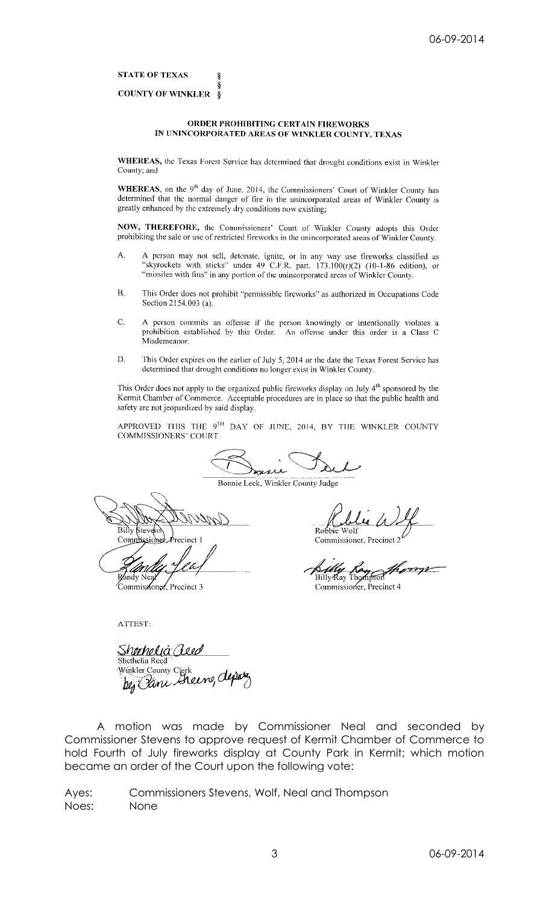**STATE OF TEXAS §**
**§**
**COUNTY OF WINKLER §**

**ORDER PROHIBITING CERTAIN FIREWORKS IN UNINCORPORATED AREAS OF WINKLER COUNTY, TEXAS**

**WHEREAS,** the Texas Forest Service has determined that drought conditions exist in Winkler County; and

**WHEREAS,** on the 9th day of June, 2014, the Commissioners' Court of Winkler County has determined that the normal danger of fire in the unincorporated areas of Winkler County is greatly enhanced by the extremely dry conditions now existing;

**NOW, THEREFORE,** the Commissioners' Court of Winkler County adopts this Order prohibiting the sale or use of restricted fireworks in the unincorporated areas of Winkler County.

A. A person may not sell, detonate, ignite, or in any way use fireworks classified as "skyrockets with sticks" under 49 C.F.R. part. 173.100(r)(2) (10-1-86 edition), or "missiles with fins" in any portion of the unincorporated areas of Winkler County.

B. This Order does not prohibit "permissible fireworks" as authorized in Occupations Code Section 2154.003 (a).

C. A person commits an offense if the person knowingly or intentionally violates a prohibition established by this Order. An offense under this order is a Class C Misdemeanor.

D. This Order expires on the earlier of July 5, 2014 or the date the Texas Forest Service has determined that drought conditions no longer exist in Winkler County.

This Order does not apply to the organized public fireworks display on July 4th sponsored by the Kermit Chamber of Commerce. Acceptable procedures are in place so that the public health and safety are not jeopardized by said display.

APPROVED THIS THE 9TH DAY OF JUNE, 2014, BY THE WINKLER COUNTY COMMISSIONERS' COURT.

Bonnie Leck, Winkler County Judge

Billy Stevens
Commissioner, Precinct 1

Robbie Wolf
Commissioner, Precinct 2

Randy Neal
Commissioner, Precinct 3

Billy Ray Thompson
Commissioner, Precinct 4

ATTEST:

Shethelia Reed
Winkler County Clerk
by Jane Sheeng, deputy

A motion was made by Commissioner Neal and seconded by Commissioner Stevens to approve request of Kermit Chamber of Commerce to hold Fourth of July fireworks display at County Park in Kermit; which motion became an order of the Court upon the following vote:

Ayes: Commissioners Stevens, Wolf, Neal and Thompson
Noes: None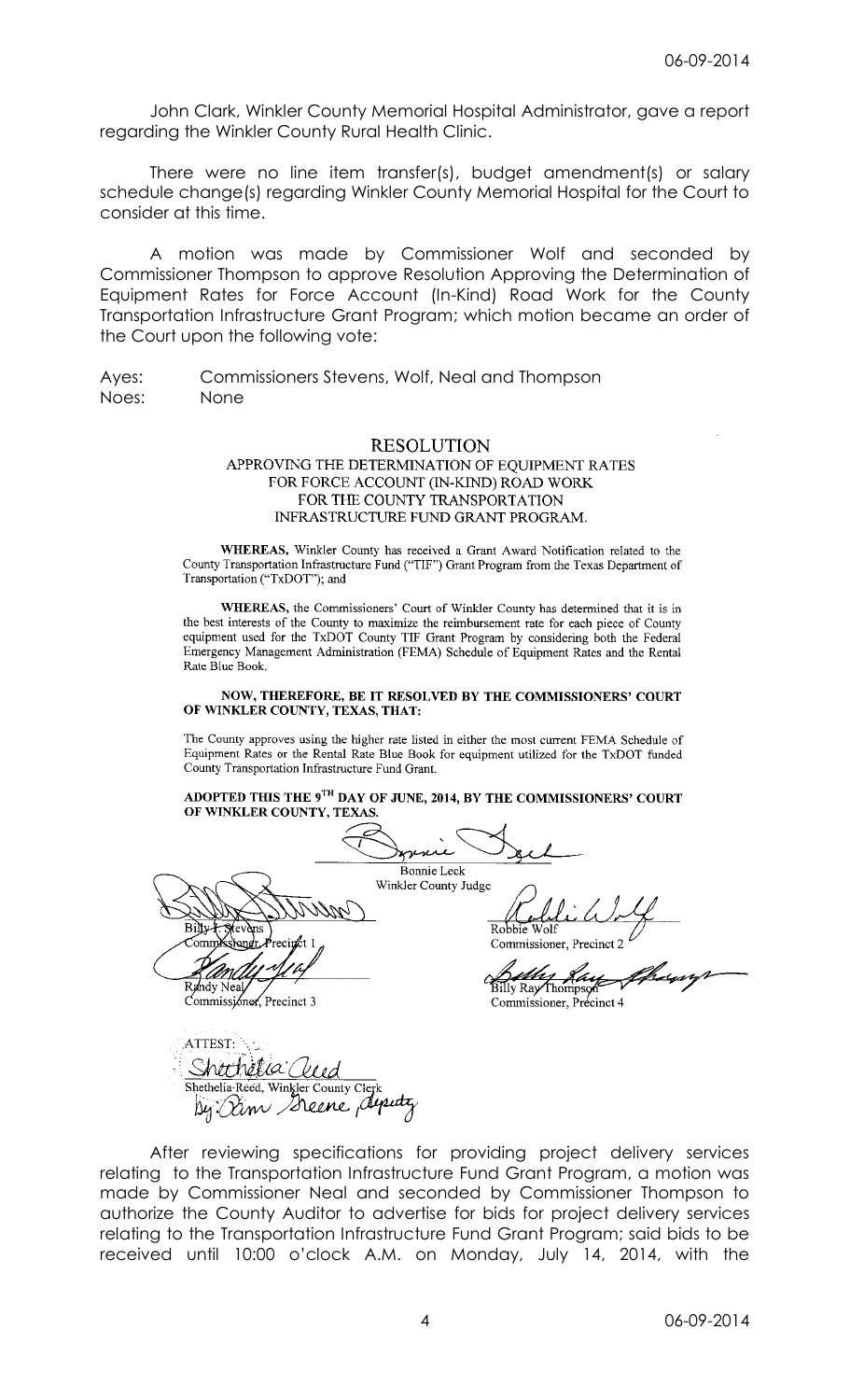John Clark, Winkler County Memorial Hospital Administrator, gave a report regarding the Winkler County Rural Health Clinic.

There were no line item transfer(s), budget amendment(s) or salary schedule change(s) regarding Winkler County Memorial Hospital for the Court to consider at this time.

A motion was made by Commissioner Wolf and seconded by Commissioner Thompson to approve Resolution Approving the Determination of Equipment Rates for Force Account (In-Kind) Road Work for the County Transportation Infrastructure Grant Program; which motion became an order of the Court upon the following vote:

Ayes: Commissioners Stevens, Wolf, Neal and Thompson
Noes: None

## RESOLUTION

### APPROVING THE DETERMINATION OF EQUIPMENT RATES FOR FORCE ACCOUNT (IN-KIND) ROAD WORK FOR THE COUNTY TRANSPORTATION INFRASTRUCTURE FUND GRANT PROGRAM.

**WHEREAS,** Winkler County has received a Grant Award Notification related to the County Transportation Infrastructure Fund ("TIF") Grant Program from the Texas Department of Transportation ("TxDOT"); and

**WHEREAS,** the Commissioners' Court of Winkler County has determined that it is in the best interests of the County to maximize the reimbursement rate for each piece of County equipment used for the TxDOT County TIF Grant Program by considering both the Federal Emergency Management Administration (FEMA) Schedule of Equipment Rates and the Rental Rate Blue Book.

**NOW, THEREFORE, BE IT RESOLVED BY THE COMMISSIONERS' COURT OF WINKLER COUNTY, TEXAS, THAT:**

The County approves using the higher rate listed in either the most current FEMA Schedule of Equipment Rates or the Rental Rate Blue Book for equipment utilized for the TxDOT funded County Transportation Infrastructure Fund Grant.

**ADOPTED THIS THE 9TH DAY OF JUNE, 2014, BY THE COMMISSIONERS' COURT OF WINKLER COUNTY, TEXAS.**

Bonnie Leck
Winkler County Judge

Billy J. Stevens
Commissioner, Precinct 1

Robbie Wolf
Commissioner, Precinct 2

Randy Neal
Commissioner, Precinct 3

Billy Ray Thompson
Commissioner, Precinct 4

ATTEST:
Shethelia Reed, Winkler County Clerk
By: Kim Greene, deputy

After reviewing specifications for providing project delivery services relating to the Transportation Infrastructure Fund Grant Program, a motion was made by Commissioner Neal and seconded by Commissioner Thompson to authorize the County Auditor to advertise for bids for project delivery services relating to the Transportation Infrastructure Fund Grant Program; said bids to be received until 10:00 o'clock A.M. on Monday, July 14, 2014, with the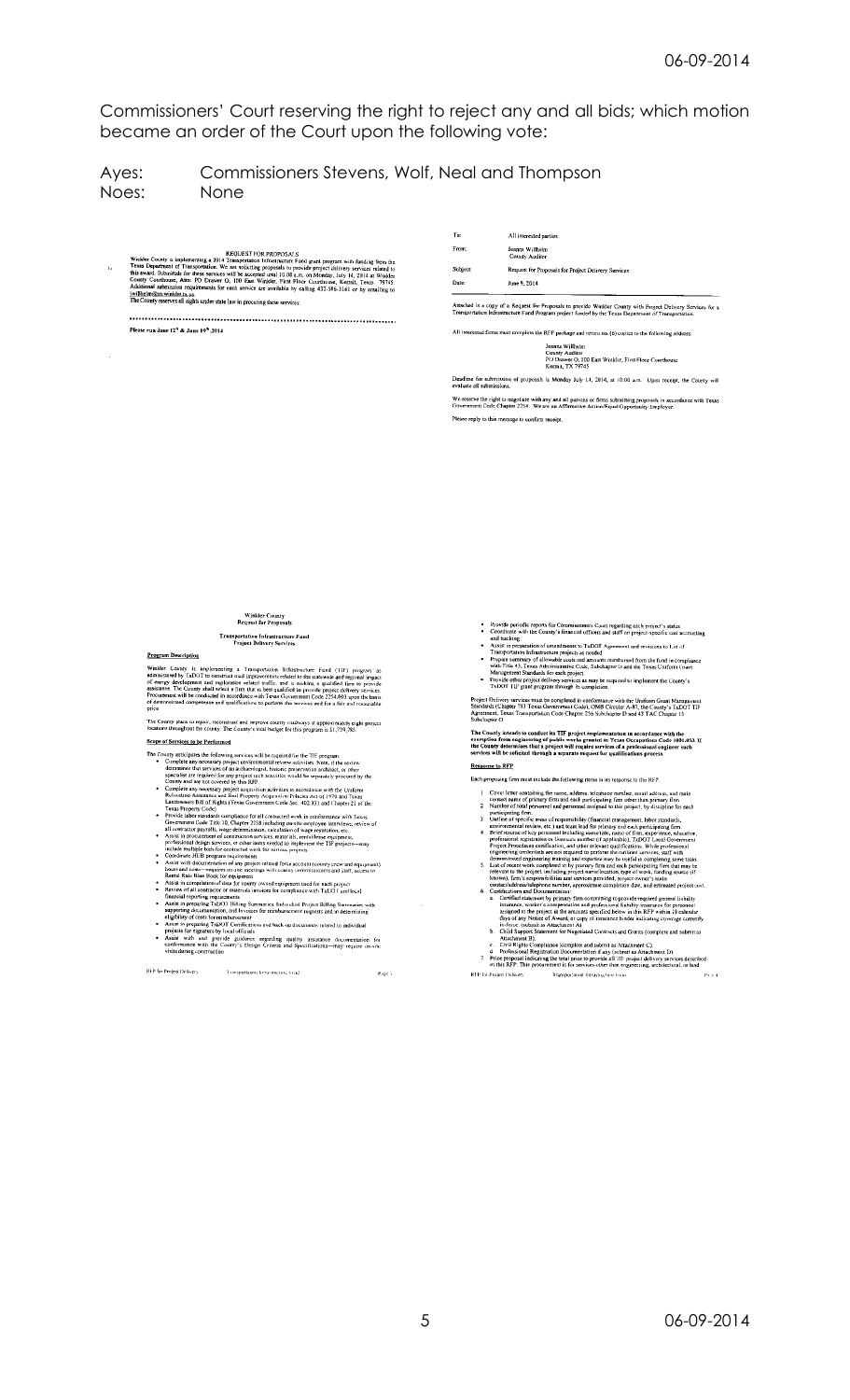Commissioners' Court reserving the right to reject any and all bids; which motion became an order of the Court upon the following vote:

Ayes: Commissioners Stevens, Wolf, Neal and Thompson
Noes: None

REQUEST FOR PROPOSALS

Winkler County is implementing a 2014 Transportation Infrastructure Fund grant program with funding from the Texas Department of Transportation. We are soliciting proposals to provide project delivery services related to this award. Submittals for these services will be accepted until 10:00 a.m. on Monday, July 14, 2014 at Winkler County Courthouse, Attn: PO Drawer O, 100 East Winkler, First Floor Courthouse, Kermit, Texas 79745. Additional submission requirements for each service are available by calling 432-586-3161 or by emailing to jwilhelm@co.winkler.tx.us.
The County reserves all rights under state law in procuring these services.

Please run June 12th & June 19th, 2014

| | |
|---|---|
| To: | All interested parties |
| From: | Joanna Wilhelm<br>County Auditor |
| Subject: | Request for Proposals for Project Delivery Services |
| Date: | June 9, 2014 |

Attached is a copy of a Request for Proposals to provide Winkler County with Project Delivery Services for a Transportation Infrastructure Fund Program project funded by the Texas Department of Transportation.

All interested firms must complete the RFP package and return six (6) copies to the following address:

Joanna Wilhelm
County Auditor
PO Drawer O, 100 East Winkler, First Floor Courthouse
Kermit, TX 79745

Deadline for submission of proposals is Monday July 14, 2014, at 10:00 a.m. Upon receipt, the County will evaluate all submissions.

We reserve the right to negotiate with any and all persons or firms submitting proposals in accordance with Texas Government Code Chapter 2254. We are an Affirmative Action/Equal Opportunity Employer.

Please reply to this message to confirm receipt.

Winkler County
Request for Proposals

Transportation Infrastructure Fund
Project Delivery Services

**Program Description**

Winkler County is implementing a Transportation Infrastructure Fund (TIF) program as administered by TxDOT to construct and improvements related to the statewide and regional impact of energy development and exploration related traffic, and is seeking a qualified firm to provide assistance. The County shall select a firm that is best qualified to provide project delivery services. Procurement will be conducted in accordance with Texas Government Code 2254.003 upon the basis of demonstrated competence and qualifications to perform the services and for a fair and reasonable price.

The County plans to repair, reconstruct and improve county roadways at approximately eight project locations throughout the county. The County's total budget for this program is $1,759,765.

**Scope of Services to be Performed**

The County anticipates the following services will be required for the TIF program:

- Complete any necessary project environmental review activities. Note, if the review determines that services of an archaeologist, historic preservation architect, or other specialist are required for any project such activities would be separately procured by the County and are not covered by this RFP.
- Complete any necessary project acquisition activities in accordance with the Uniform Relocation Assistance and Real Property Acquisition Policies Act of 1970 and Texas Landowners Bill of Rights (Texas Government Code Sec. 402.031 and Chapter 21 of the Texas Property Code)
- Provide labor standards compliance for all contracted work in conformance with Texas Government Code Title 10, Chapter 2258 including on-site employee interviews, review of all contractor payrolls, wage determination, calculation of wage restitution, etc.
- Assist in procurement of construction services, materials, rent/lease equipment, professional design services, or other items needed to implement the TIF projects—may include multiple bids for contracted work for various projects
- Coordinate HUB program requirements
- Assist with documentation of any projects refused force account (county crew and equipment) labor and costs—requires on-site meetings with county commissioners and staff, access to Rental Rate Blue Book for equipment
- Assist in compilation of data for county owned equipment used for each project
- Review of all contractor or materials invoices for compliance with TxDOT and local financial reporting requirements
- Assist in preparing TxDOT Billing Summaries and Individual Project Billing Summaries with supporting documentation, and invoices for reimbursement requests and in determining eligibility of costs for reimbursement
- Assist in preparing TxDOT Certifications and back-up documents related to individual projects for signature by local officials
- Assist with and provide guidance regarding quality assurance documentation for conformance with the County's Design Criteria and Specifications—may require on-site visits during construction

- Provide periodic reports for Commissioners Court regarding each project's status
- Coordinate with the County's financial officers and staff on project-specific cost accounting and tracking
- Assist in preparation of amendments to TxDOT Agreement and revisions to List of Transportation Infrastructure projects as needed
- Prepare summary of allowable costs and amounts reimbursed from the fund in compliance with Title 43, Texas Administrative Code, Subchapter D and the Texas Uniform Grant Management Standards for each project
- Provide other project delivery services as may be required to implement the County's TxDOT TIF grant program through its completion.

Project Delivery services must be completed in conformance with the Uniform Grant Management Standards (Chapter 783 Texas Government Code), OMB Circular A-87, the County's TxDOT TIF Agreement, Texas Transportation Code Chapter 256 Subchapter D and 43 TAC Chapter 15 Subchapter O

**The County intends to conduct its TIF project implementation in accordance with the exemption from engineering of public works granted by Texas Occupations Code 1001.053. If the County determines that a project will require services of a professional engineer such services will be solicited through a separate request for qualifications process.**

**Response to RFP**

Each proposing firm must include the following items in its response to the RFP:

1. Cover letter containing the name, address, telephone number, email address, and main contact name of primary firm and each participating firm other than primary firm.
2. Number of total personnel and personnel assigned to this project, by discipline for each participating firm.
3. Outline of specific areas of responsibility (financial management, labor standards, environmental review, etc.) and team lead for primary and each participating firm.
4. Brief resume of key personnel including name/title, name of firm, experience, education, professional registration or licensure number (if applicable), TxDOT Local Government Project Procedures certification, and other relevant qualifications. While professional engineering credentials are not required to perform the outlined services, staff with demonstrated engineering training and expertise may be useful in completing some tasks.
5. List of recent work completed by primary firm and each participating firm that may be relevant to the project, including project name/location, type of work, funding source (if known), firm's responsibilities and services provided, project owner's main contact/address/telephone number, approximate completion date, and estimated project cost.
6. Certifications and Documentation:
   a. Certified statement by primary firm committing to provide required general liability insurance, worker's compensation and professional liability insurance for personnel assigned to the project in the amounts specified below in the RFP within 10 calendar days of any Notice of Award, or copy of insurance binder indicating coverage currently in-force. (submit as Attachment A)
   b. Child Support Statement for Negotiated Contracts and Grants (complete and submit as Attachment B).
   c. Civil Rights Compliance (complete and submit as Attachment C)
   d. Professional Registration Documentation if any (submit as Attachment D)
7. Price proposal indicating the total price to provide all TIF project delivery services described in this RFP. This procurement is for services other than engineering, architectural, or land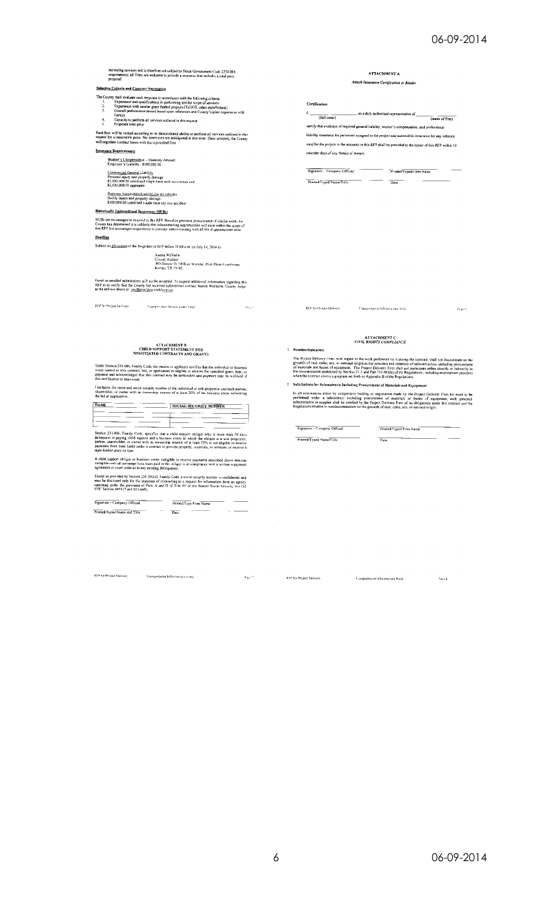surveying services and is therefore not subject to Texas Government Code 2254.004 requirements; all firms are welcome to provide a response that includes a total price proposal.

**Selection Criteria and Contract Negotiation**

The County shall evaluate each response in accordance with the following criteria:

1. Experience and qualifications in performing similar scope of services
2. Experience with similar grant funded projects (TxDOT, other state/federal)
3. Overall performance record based upon references and County's prior experience with firm(s)
4. Capacity to perform all services outlined in this request
5. Proposed total price

Each firm will be ranked according to its demonstrated ability to perform all services outlined in this request for a reasonable price. No interviews are anticipated at this time. Once selected, the County will negotiate contract terms with the top-ranked firm.

**Insurance Requirements**

Worker's Compensation – Statutory Amount
Employer's Liability - $500,000.00

Commercial General Liability
Personal injury and property damage:
$1,000,000.00 combined single limit each occurrence and
$2,000,000.00 aggregate

Business Automobile Liability for all vehicles
Bodily injury and property damage:
$500,000.00 combined single limit any one accident

**Historically Underutilized Businesses (HUBs)**

HUBs are encouraged to respond to this RFP. Based on previous procurement of similar work, the County has determined it is unlikely that subcontracting opportunities will exist within the scope of this RFP but encourages respondents to consider subcontracting with HUBs if opportunities arise.

**Deadline**

Submit six (6) copies of the Response to RFP before 10:00 a.m. on July 14, 2014 to:

Joanna Wilhelm
County Auditor
PO Drawer O, 100 East Winkler, First Floor Courthouse
Kermit, TX 79745

Faxed or emailed submissions will not be accepted. To request additional information regarding this RFP or to verify that the County has received submissions contact Joanna Wilhelm, County Judge at the address above or jwilhelm@co.winkler.tx.us

# ATTACHMENT A

*Attach Insurance Certification or Binder*

**Certification**

I, ______________ (full name), as a duly authorized representative of ______________ (name of firm)

certify that evidence of required general liability, worker's compensation, and professional liability insurance for personnel assigned to the project and automobile insurance for any vehicles used for this project in the amounts in this RFP shall be provided to the issuer of this RFP within 10 calendar days of any Notice of Award.

______________ Signature – Company Official ______________ Printed/Typed Firm Name

______________ Printed/Typed Name/Title ______________ Date

# ATTACHMENT B
## CHILD SUPPORT STATEMENT FOR NEGOTIATED CONTRACTS AND GRANTS

Under Section 231.006, Family Code, the vendor or applicant certifies that the individual or business entity named in this contract, bid, or application is not ineligible to receive the specified grant, loan, or payment and acknowledges that this contract may be terminated and payment may be withheld if this certification is inaccurate.

List below the name and social security number of the individual or sole proprietor and each partner, shareholder, or owner with an ownership interest of at least 25% of the business entity submitting the bid or application.

| NAME | SOCIAL SECURITY NUMBER |
|---|---|
| | |
| | |
| | |

Section 231.006, Family Code, specifies that a child support obligor who is more than 30 days delinquent in paying child support and a business entity in which the obligor is a sole proprietor, partner, shareholder, or owner with an ownership interest of at least 25% is not eligible to receive payments from state funds under a contract to provide property, materials, or services; or receive a state-funded grant or loan.

A child support obligor or business entity ineligible to receive payments described above remains ineligible until all arrearage have been paid or the obligor is in compliance with a written repayment agreement or court order as to any existing delinquency.

Except as provided by Section 231.302(d), Family Code, a social security number is confidential and may be disclosed only for the purposes of responding to a request for information from an agency operating under the provision of Parts A and D of Title IV of the federal Social Security Act (42 USC Section 601-617 and 651-669).

______________ Signature – Company Official ______________ Printed/Type Firm Name

______________ Printed/Typed Name and Title ______________ Date

# ATTACHMENT C
## CIVIL RIGHTS COMPLIANCE

1. **Nondiscrimination**

The Project Delivery Firm, with regard to the work performed by it during the contract, shall not discriminate on the grounds of race, color, sex, or national origin in the selection and retention of subcontractors, including procurement of materials and leases of equipment. The Project Delivery Firm shall not participate either directly or indirectly in the discrimination prohibited by Section 21.5 and Part 710.405(b) of the Regulations, including employment practices when the contract covers a program set forth in Appendix B of the Regulations.

2. **Solicitations for Subcontracts Including Procurement of Materials and Equipment**

In all solicitations either by competitive bidding or negotiation made by the Project Delivery Firm for work to be performed under a subcontract including procurement of materials or leases of equipment, each potential subcontractor or supplier shall be notified by the Project Delivery Firm of its obligations under this contract and the Regulations relative to nondiscrimination on the grounds of race, color, sex, or national origin.

______________ Signature – Company Official ______________ Printed/Typed Firm Name

______________ Printed/Typed Name/Title ______________ Date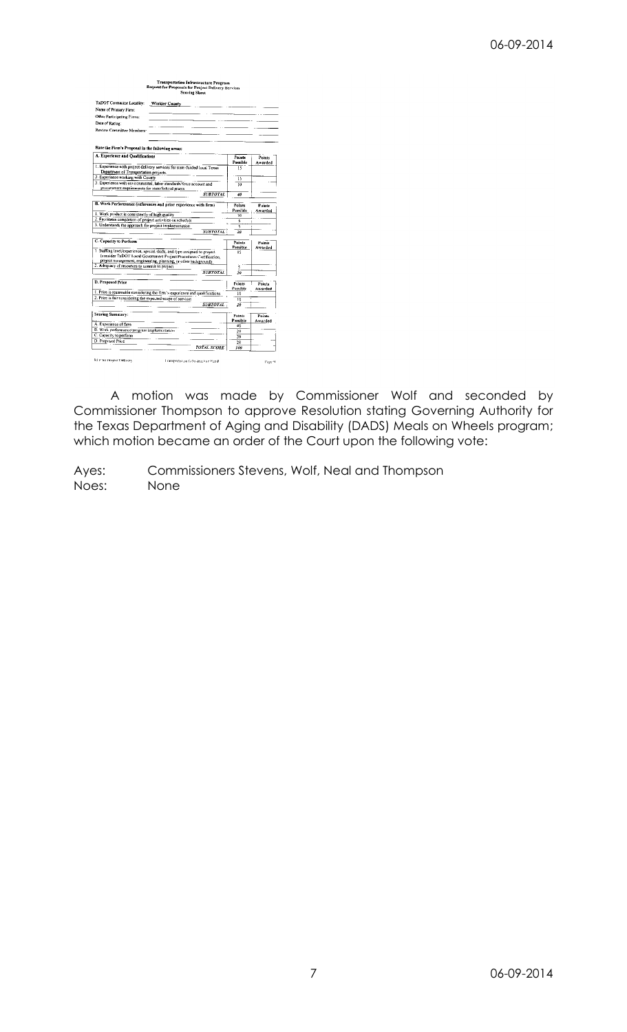**Transportation Infrastructure Program**
**Request for Proposals for Project Delivery Services**
**Scoring Sheet**

TxDOT Contractor Locality: Winkler County
Name of Primary Firm:
Other Participating Firms:
Date of Rating:
Review Committee Members:

**Rate the Firm's Proposal in the following areas:**

| A. Experience and Qualifications | Points Possible | Points Awarded |
|---|---|---|
| 1. Experience with project delivery services for state-funded local Texas Department of Transportation projects | 15 | |
| 2. Experience working with County | 15 | |
| 3. Experience with environmental, labor standards/force account and procurement requirements for state/federal grants | 10 | |
| *SUBTOTAL* | 40 | |

| B. Work Performance (references and prior experience with firm) | Points Possible | Points Awarded |
|---|---|---|
| 1. Work product is consistently of high quality | 10 | |
| 2. Facilitates completion of project activities on schedule | 5 | |
| 3. Understands the approach for project implementation | 5 | |
| *SUBTOTAL* | 20 | |

| C. Capacity to Perform | Points Possible | Points Awarded |
|---|---|---|
| 1. Staffing level/experience, special skills, and type assigned to project (consider TxDOT Local Government Project Procedures Certification, project management, engineering, planning, or other background) | 15 | |
| 2. Adequacy of resources to commit to project | 5 | |
| *SUBTOTAL* | 20 | |

| D. Proposed Price | Points Possible | Points Awarded |
|---|---|---|
| 1. Price is reasonable considering the firm's experience and qualifications | 10 | |
| 2. Price is fair considering the expected scope of services | 10 | |
| *SUBTOTAL* | 20 | |

| Scoring Summary: | Points Possible | Points Awarded |
|---|---|---|
| A. Experience of firm | 40 | |
| B. Work performance/program implementation | 20 | |
| C. Capacity to perform | 20 | |
| D. Proposed Price | 20 | |
| *TOTAL SCORE* | 100 | |

A motion was made by Commissioner Wolf and seconded by Commissioner Thompson to approve Resolution stating Governing Authority for the Texas Department of Aging and Disability (DADS) Meals on Wheels program; which motion became an order of the Court upon the following vote:

Ayes: Commissioners Stevens, Wolf, Neal and Thompson
Noes: None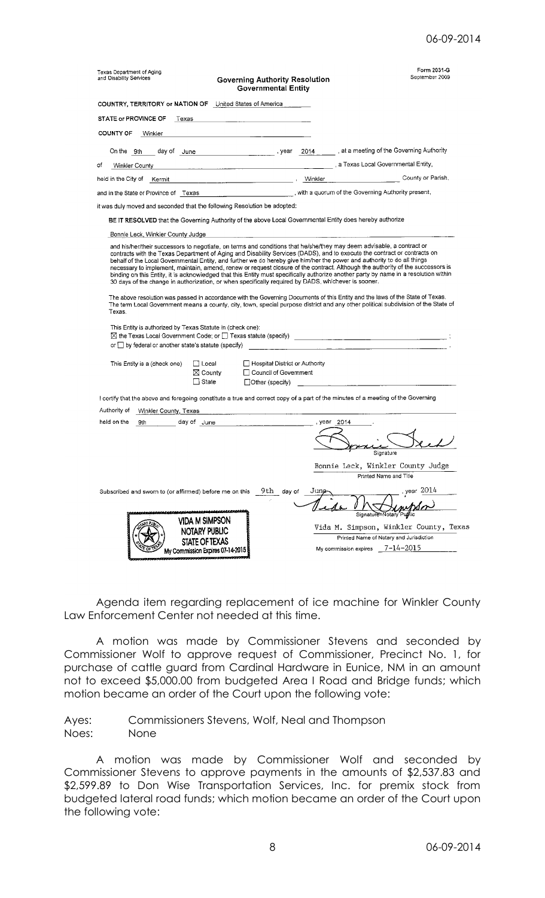Texas Department of Aging and Disability Services

**Governing Authority Resolution**
**Governmental Entity**

Form 2031-G
September 2009

**COUNTRY, TERRITORY or NATION OF** United States of America

**STATE or PROVINCE OF** Texas

**COUNTY OF** Winkler

On the 9th day of June, year 2014, at a meeting of the Governing Authority of Winkler County, a Texas Local Governmental Entity, held in the City of Kermit, Winkler County or Parish, and in the State or Province of Texas, with a quorum of the Governing Authority present, it was duly moved and seconded that the following Resolution be adopted:

**BE IT RESOLVED** that the Governing Authority of the above Local Governmental Entity does hereby authorize

Bonnie Leck, Winkler County Judge

and his/her/their successors to negotiate, on terms and conditions that he/she/they may deem advisable, a contract or contracts with the Texas Department of Aging and Disability Services (DADS), and to execute the contract or contracts on behalf of the Local Governmental Entity, and further we do hereby give him/her the power and authority to do all things necessary to implement, maintain, amend, renew or request closure of the contract. Although the authority of the successors is binding on this Entity, it is acknowledged that this Entity must specifically authorize another party by name in a resolution within 30 days of the change in authorization, or when specifically required by DADS, whichever is sooner.

The above resolution was passed in accordance with the Governing Documents of this Entity and the laws of the State of Texas. The term Local Government means a county, city, town, special purpose district and any other political subdivision of the State of Texas.

This Entity is authorized by Texas Statute in (check one):
☒ the Texas Local Government Code; or ☐ Texas statute (specify) ____________________;
or ☐ by federal or another state's statute (specify) ____________________.

This Entity is a (check one) ☐ Local ☒ County ☐ State ☐ Hospital District or Authority ☐ Council of Government ☐ Other (specify) ____________

I certify that the above and foregoing constitute a true and correct copy of a part of the minutes of a meeting of the Governing Authority of Winkler County, Texas held on the 9th day of June, year 2014.

Signature: Bonnie Leck
Bonnie Leck, Winkler County Judge
Printed Name and Title

Subscribed and sworn to (or affirmed) before me on this 9th day of June, year 2014

Signature–Notary Public: Vida M. Simpson

VIDA M SIMPSON
NOTARY PUBLIC
STATE OF TEXAS
My Commission Expires 07-14-2015

Vida M. Simpson, Winkler County, Texas
Printed Name of Notary and Jurisdiction

My commission expires 7-14-2015

Agenda item regarding replacement of ice machine for Winkler County Law Enforcement Center not needed at this time.

A motion was made by Commissioner Stevens and seconded by Commissioner Wolf to approve request of Commissioner, Precinct No. 1, for purchase of cattle guard from Cardinal Hardware in Eunice, NM in an amount not to exceed $5,000.00 from budgeted Area I Road and Bridge funds; which motion became an order of the Court upon the following vote:

Ayes: Commissioners Stevens, Wolf, Neal and Thompson
Noes: None

A motion was made by Commissioner Wolf and seconded by Commissioner Stevens to approve payments in the amounts of $2,537.83 and $2,599.89 to Don Wise Transportation Services, Inc. for premix stock from budgeted lateral road funds; which motion became an order of the Court upon the following vote: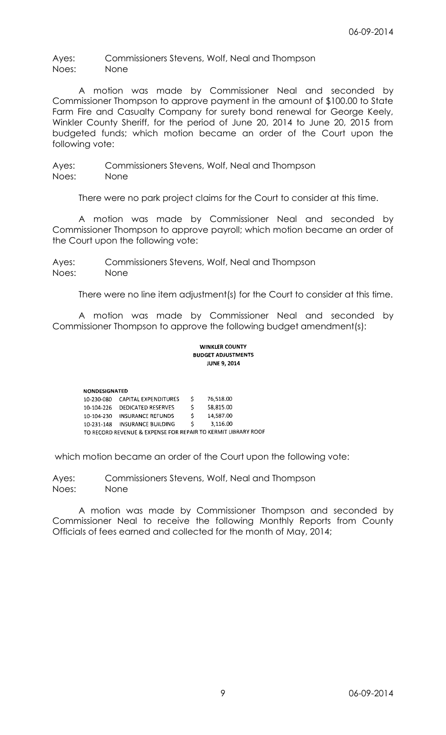Ayes: Commissioners Stevens, Wolf, Neal and Thompson
Noes: None

A motion was made by Commissioner Neal and seconded by Commissioner Thompson to approve payment in the amount of $100.00 to State Farm Fire and Casualty Company for surety bond renewal for George Keely, Winkler County Sheriff, for the period of June 20, 2014 to June 20, 2015 from budgeted funds; which motion became an order of the Court upon the following vote:

Ayes: Commissioners Stevens, Wolf, Neal and Thompson
Noes: None

There were no park project claims for the Court to consider at this time.

A motion was made by Commissioner Neal and seconded by Commissioner Thompson to approve payroll; which motion became an order of the Court upon the following vote:

Ayes: Commissioners Stevens, Wolf, Neal and Thompson
Noes: None

There were no line item adjustment(s) for the Court to consider at this time.

A motion was made by Commissioner Neal and seconded by Commissioner Thompson to approve the following budget amendment(s):

**WINKLER COUNTY**
**BUDGET ADJUSTMENTS**
**JUNE 9, 2014**

| NONDESIGNATED | | | |
|---|---|---|---|
| 10-230-080 | CAPITAL EXPENDITURES | $ | 76,518.00 |
| 10-104-226 | DEDICATED RESERVES | $ | 58,815.00 |
| 10-104-230 | INSURANCE REFUNDS | $ | 14,587.00 |
| 10-231-148 | INSURANCE BUILDING | $ | 3,116.00 |

TO RECORD REVENUE & EXPENSE FOR REPAIR TO KERMIT LIBRARY ROOF

which motion became an order of the Court upon the following vote:

Ayes: Commissioners Stevens, Wolf, Neal and Thompson
Noes: None

A motion was made by Commissioner Thompson and seconded by Commissioner Neal to receive the following Monthly Reports from County Officials of fees earned and collected for the month of May, 2014;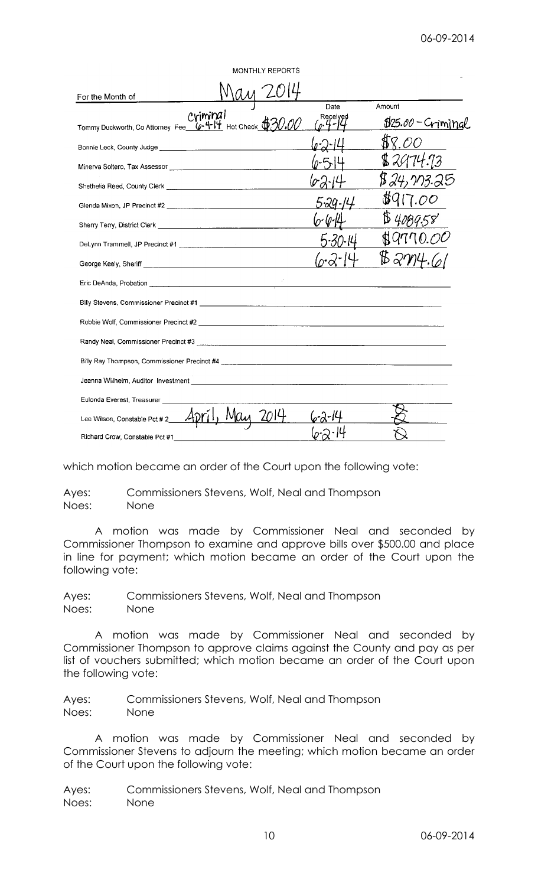MONTHLY REPORTS

For the Month of May 2014

| | Date Received | Amount |
|---|---|---|
| Tommy Duckworth, Co Attorney Fee Criminal 6-4-14 Hot Check $30.00 | 6-4-14 | $25.00 - Criminal |
| Bonnie Leck, County Judge | 6-2-14 | $8.00 |
| Minerva Soltero, Tax Assessor | 6-5-14 | $2974.73 |
| Shethelia Reed, County Clerk | 6-2-14 | $24,773.25 |
| Glenda Mixon, JP Precinct #2 | 5-29-14 | $917.00 |
| Sherry Terry, District Clerk | 6-6-14 | $4089.58 |
| DeLynn Trammell, JP Precinct #1 | 5-30-14 | $9770.00 |
| George Keely, Sheriff | 6-2-14 | $2774.61 |
| Eric DeAnda, Probation | | |
| Billy Stevens, Commissioner Precinct #1 | | |
| Robbie Wolf, Commissioner Precinct #2 | | |
| Randy Neal, Commissioner Precinct #3 | | |
| Billy Ray Thompson, Commissioner Precinct #4 | | |
| Jeanna Willhelm, Auditor Investment | | |
| Eulonda Everest, Treasurer | | |
| Lee Wilson, Constable Pct # 2 April, May 2014 | 6-2-14 | Ø |
| Richard Crow, Constable Pct #1 | 6-2-14 | Ø |

which motion became an order of the Court upon the following vote:

Ayes: Commissioners Stevens, Wolf, Neal and Thompson
Noes: None

A motion was made by Commissioner Neal and seconded by Commissioner Thompson to examine and approve bills over $500.00 and place in line for payment; which motion became an order of the Court upon the following vote:

Ayes: Commissioners Stevens, Wolf, Neal and Thompson
Noes: None

A motion was made by Commissioner Neal and seconded by Commissioner Thompson to approve claims against the County and pay as per list of vouchers submitted; which motion became an order of the Court upon the following vote:

Ayes: Commissioners Stevens, Wolf, Neal and Thompson
Noes: None

A motion was made by Commissioner Neal and seconded by Commissioner Stevens to adjourn the meeting; which motion became an order of the Court upon the following vote:

Ayes: Commissioners Stevens, Wolf, Neal and Thompson
Noes: None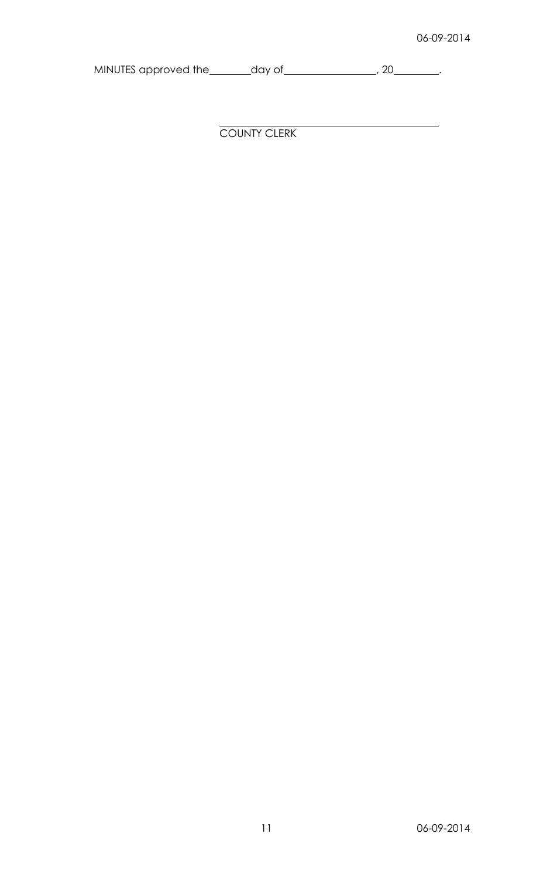MINUTES approved the_______day of________________, 20________.

_______________________________________
COUNTY CLERK